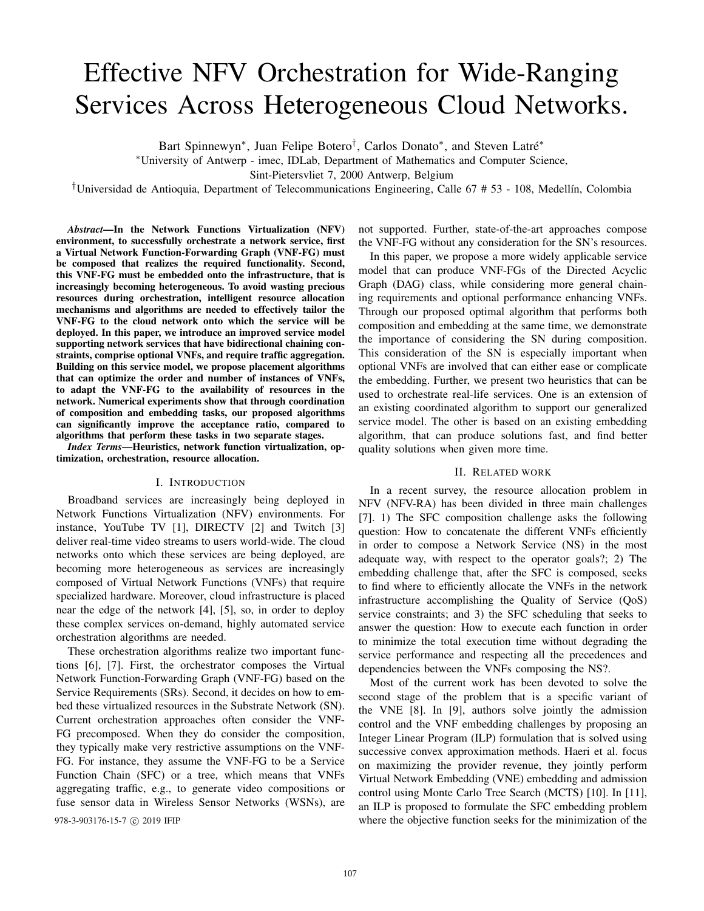# Effective NFV Orchestration for Wide-Ranging Services Across Heterogeneous Cloud Networks.

Bart Spinnewyn*, Juan Felipe Botero†, Carlos Donato*, and Steven Latré*

*University of Antwerp - imec, IDLab, Department of Mathematics and Computer Science, Sint-Pietersvliet 7, 2000 Antwerp, Belgium

†Universidad de Antioquia, Department of Telecommunications Engineering, Calle 67 # 53 - 108, Medellín, Colombia

***Abstract*—In the Network Functions Virtualization (NFV) environment, to successfully orchestrate a network service, first a Virtual Network Function-Forwarding Graph (VNF-FG) must be composed that realizes the required functionality. Second, this VNF-FG must be embedded onto the infrastructure, that is increasingly becoming heterogeneous. To avoid wasting precious resources during orchestration, intelligent resource allocation mechanisms and algorithms are needed to effectively tailor the VNF-FG to the cloud network onto which the service will be deployed. In this paper, we introduce an improved service model supporting network services that have bidirectional chaining constraints, comprise optional VNFs, and require traffic aggregation. Building on this service model, we propose placement algorithms that can optimize the order and number of instances of VNFs, to adapt the VNF-FG to the availability of resources in the network. Numerical experiments show that through coordination of composition and embedding tasks, our proposed algorithms can significantly improve the acceptance ratio, compared to algorithms that perform these tasks in two separate stages.**

***Index Terms*—Heuristics, network function virtualization, optimization, orchestration, resource allocation.**

## I. Introduction

Broadband services are increasingly being deployed in Network Functions Virtualization (NFV) environments. For instance, YouTube TV [1], DIRECTV [2] and Twitch [3] deliver real-time video streams to users world-wide. The cloud networks onto which these services are being deployed, are becoming more heterogeneous as services are increasingly composed of Virtual Network Functions (VNFs) that require specialized hardware. Moreover, cloud infrastructure is placed near the edge of the network [4], [5], so, in order to deploy these complex services on-demand, highly automated service orchestration algorithms are needed.

These orchestration algorithms realize two important functions [6], [7]. First, the orchestrator composes the Virtual Network Function-Forwarding Graph (VNF-FG) based on the Service Requirements (SRs). Second, it decides on how to embed these virtualized resources in the Substrate Network (SN). Current orchestration approaches often consider the VNF-FG precomposed. When they do consider the composition, they typically make very restrictive assumptions on the VNF-FG. For instance, they assume the VNF-FG to be a Service Function Chain (SFC) or a tree, which means that VNFs aggregating traffic, e.g., to generate video compositions or fuse sensor data in Wireless Sensor Networks (WSNs), are not supported. Further, state-of-the-art approaches compose the VNF-FG without any consideration for the SN's resources.

In this paper, we propose a more widely applicable service model that can produce VNF-FGs of the Directed Acyclic Graph (DAG) class, while considering more general chaining requirements and optional performance enhancing VNFs. Through our proposed optimal algorithm that performs both composition and embedding at the same time, we demonstrate the importance of considering the SN during composition. This consideration of the SN is especially important when optional VNFs are involved that can either ease or complicate the embedding. Further, we present two heuristics that can be used to orchestrate real-life services. One is an extension of an existing coordinated algorithm to support our generalized service model. The other is based on an existing embedding algorithm, that can produce solutions fast, and find better quality solutions when given more time.

## II. Related work

In a recent survey, the resource allocation problem in NFV (NFV-RA) has been divided in three main challenges [7]. 1) The SFC composition challenge asks the following question: How to concatenate the different VNFs efficiently in order to compose a Network Service (NS) in the most adequate way, with respect to the operator goals?; 2) The embedding challenge that, after the SFC is composed, seeks to find where to efficiently allocate the VNFs in the network infrastructure accomplishing the Quality of Service (QoS) service constraints; and 3) the SFC scheduling that seeks to answer the question: How to execute each function in order to minimize the total execution time without degrading the service performance and respecting all the precedences and dependencies between the VNFs composing the NS?.

Most of the current work has been devoted to solve the second stage of the problem that is a specific variant of the VNE [8]. In [9], authors solve jointly the admission control and the VNF embedding challenges by proposing an Integer Linear Program (ILP) formulation that is solved using successive convex approximation methods. Haeri et al. focus on maximizing the provider revenue, they jointly perform Virtual Network Embedding (VNE) embedding and admission control using Monte Carlo Tree Search (MCTS) [10]. In [11], an ILP is proposed to formulate the SFC embedding problem where the objective function seeks for the minimization of the

978-3-903176-15-7 © 2019 IFIP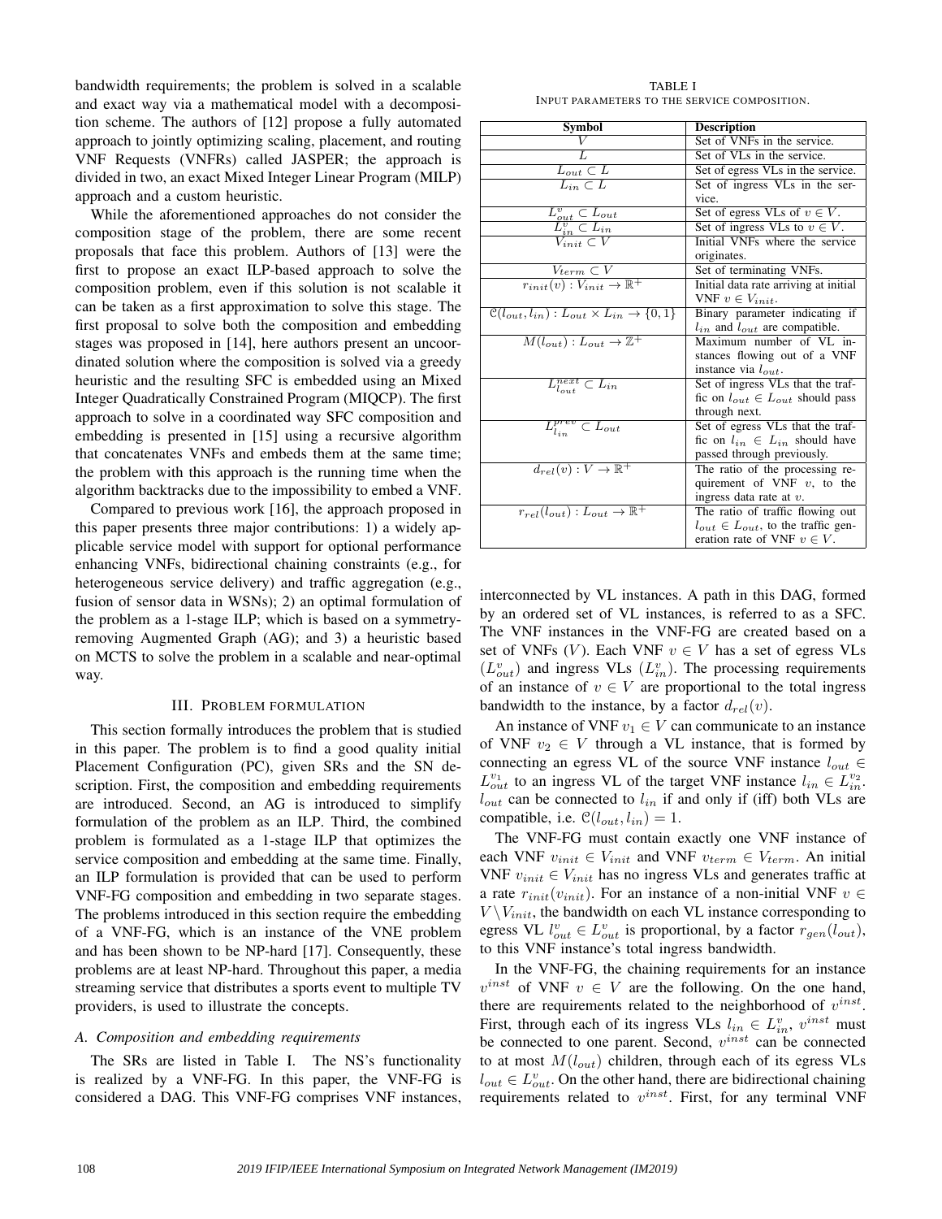bandwidth requirements; the problem is solved in a scalable and exact way via a mathematical model with a decomposition scheme. The authors of [12] propose a fully automated approach to jointly optimizing scaling, placement, and routing VNF Requests (VNFRs) called JASPER; the approach is divided in two, an exact Mixed Integer Linear Program (MILP) approach and a custom heuristic.

While the aforementioned approaches do not consider the composition stage of the problem, there are some recent proposals that face this problem. Authors of [13] were the first to propose an exact ILP-based approach to solve the composition problem, even if this solution is not scalable it can be taken as a first approximation to solve this stage. The first proposal to solve both the composition and embedding stages was proposed in [14], here authors present an uncoordinated solution where the composition is solved via a greedy heuristic and the resulting SFC is embedded using an Mixed Integer Quadratically Constrained Program (MIQCP). The first approach to solve in a coordinated way SFC composition and embedding is presented in [15] using a recursive algorithm that concatenates VNFs and embeds them at the same time; the problem with this approach is the running time when the algorithm backtracks due to the impossibility to embed a VNF.

Compared to previous work [16], the approach proposed in this paper presents three major contributions: 1) a widely applicable service model with support for optional performance enhancing VNFs, bidirectional chaining constraints (e.g., for heterogeneous service delivery) and traffic aggregation (e.g., fusion of sensor data in WSNs); 2) an optimal formulation of the problem as a 1-stage ILP; which is based on a symmetry-removing Augmented Graph (AG); and 3) a heuristic based on MCTS to solve the problem in a scalable and near-optimal way.

## III. Problem formulation

This section formally introduces the problem that is studied in this paper. The problem is to find a good quality initial Placement Configuration (PC), given SRs and the SN description. First, the composition and embedding requirements are introduced. Second, an AG is introduced to simplify formulation of the problem as an ILP. Third, the combined problem is formulated as a 1-stage ILP that optimizes the service composition and embedding at the same time. Finally, an ILP formulation is provided that can be used to perform VNF-FG composition and embedding in two separate stages. The problems introduced in this section require the embedding of a VNF-FG, which is an instance of the VNE problem and has been shown to be NP-hard [17]. Consequently, these problems are at least NP-hard. Throughout this paper, a media streaming service that distributes a sports event to multiple TV providers, is used to illustrate the concepts.

### A. Composition and embedding requirements

The SRs are listed in Table I. The NS's functionality is realized by a VNF-FG. In this paper, the VNF-FG is considered a DAG. This VNF-FG comprises VNF instances, interconnected by VL instances. A path in this DAG, formed by an ordered set of VL instances, is referred to as a SFC. The VNF instances in the VNF-FG are created based on a set of VNFs ($V$). Each VNF $v \in V$ has a set of egress VLs ($L_{out}^{v}$) and ingress VLs ($L_{in}^{v}$). The processing requirements of an instance of $v \in V$ are proportional to the total ingress bandwidth to the instance, by a factor $d_{rel}(v)$.

TABLE I
Input parameters to the service composition.

| Symbol | Description |
|---|---|
| $V$ | Set of VNFs in the service. |
| $L$ | Set of VLs in the service. |
| $L_{out} \subset L$ | Set of egress VLs in the service. |
| $L_{in} \subset L$ | Set of ingress VLs in the service. |
| $L_{out}^{v} \subset L_{out}$ | Set of egress VLs of $v \in V$. |
| $L_{in}^{v} \subset L_{in}$ | Set of ingress VLs to $v \in V$. |
| $V_{init} \subset V$ | Initial VNFs where the service originates. |
| $V_{term} \subset V$ | Set of terminating VNFs. |
| $r_{init}(v) : V_{init} \rightarrow \mathbb{R}^{+}$ | Initial data rate arriving at initial VNF $v \in V_{init}$. |
| $\mathcal{C}(l_{out}, l_{in}) : L_{out} \times L_{in} \rightarrow \{0, 1\}$ | Binary parameter indicating if $l_{in}$ and $l_{out}$ are compatible. |
| $M(l_{out}) : L_{out} \rightarrow \mathbb{Z}^{+}$ | Maximum number of VL instances flowing out of a VNF instance via $l_{out}$. |
| $L_{l_{out}}^{next} \subset L_{in}$ | Set of ingress VLs that the traffic on $l_{out} \in L_{out}$ should pass through next. |
| $L_{l_{in}}^{prev} \subset L_{out}$ | Set of egress VLs that the traffic on $l_{in} \in L_{in}$ should have passed through previously. |
| $d_{rel}(v) : V \rightarrow \mathbb{R}^{+}$ | The ratio of the processing requirement of VNF $v$, to the ingress data rate at $v$. |
| $r_{rel}(l_{out}) : L_{out} \rightarrow \mathbb{R}^{+}$ | The ratio of traffic flowing out $l_{out} \in L_{out}$, to the traffic generation rate of VNF $v \in V$. |

An instance of VNF $v_1 \in V$ can communicate to an instance of VNF $v_2 \in V$ through a VL instance, that is formed by connecting an egress VL of the source VNF instance $l_{out} \in L_{out}^{v_1}$ to an ingress VL of the target VNF instance $l_{in} \in L_{in}^{v_2}$. $l_{out}$ can be connected to $l_{in}$ if and only if (iff) both VLs are compatible, i.e. $\mathcal{C}(l_{out}, l_{in}) = 1$.

The VNF-FG must contain exactly one VNF instance of each VNF $v_{init} \in V_{init}$ and VNF $v_{term} \in V_{term}$. An initial VNF $v_{init} \in V_{init}$ has no ingress VLs and generates traffic at a rate $r_{init}(v_{init})$. For an instance of a non-initial VNF $v \in V \setminus V_{init}$, the bandwidth on each VL instance corresponding to egress VL $l_{out}^{v} \in L_{out}^{v}$ is proportional, by a factor $r_{gen}(l_{out})$, to this VNF instance's total ingress bandwidth.

In the VNF-FG, the chaining requirements for an instance $v^{inst}$ of VNF $v \in V$ are the following. On the one hand, there are requirements related to the neighborhood of $v^{inst}$. First, through each of its ingress VLs $l_{in} \in L_{in}^{v}$, $v^{inst}$ must be connected to one parent. Second, $v^{inst}$ can be connected to at most $M(l_{out})$ children, through each of its egress VLs $l_{out} \in L_{out}^{v}$. On the other hand, there are bidirectional chaining requirements related to $v^{inst}$. First, for any terminal VNF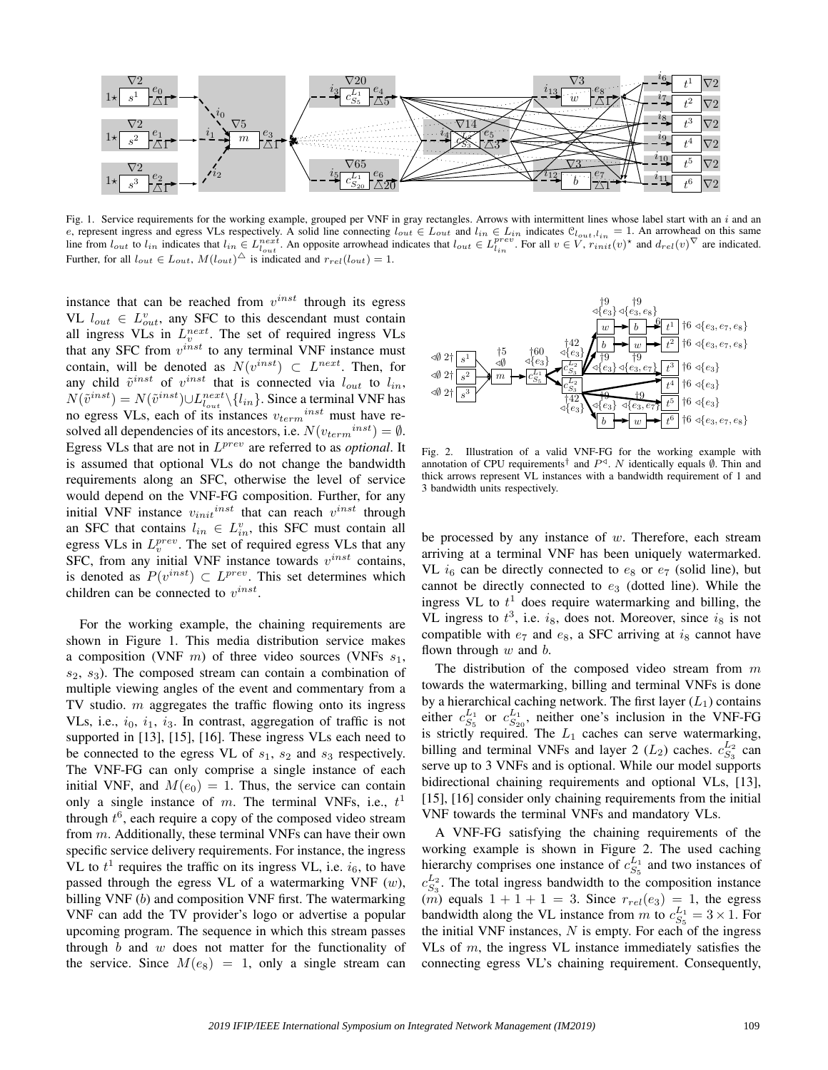Fig. 1. Service requirements for the working example, grouped per VNF in gray rectangles. Arrows with intermittent lines whose label start with an $i$ and an $e$, represent ingress and egress VLs respectively. A solid line connecting $l_{out} \in L_{out}$ and $l_{in} \in L_{in}$ indicates $\mathcal{C}_{l_{out},l_{in}} = 1$. An arrowhead on this same line from $l_{out}$ to $l_{in}$ indicates that $l_{in} \in L^{next}_{l_{out}}$. An opposite arrowhead indicates that $l_{out} \in L^{prev}_{l_{in}}$. For all $v \in V$, $r_{init}(v)^{\star}$ and $d_{rel}(v)^{\nabla}$ are indicated. Further, for all $l_{out} \in L_{out}$, $M(l_{out})^{\triangle}$ is indicated and $r_{rel}(l_{out}) = 1$.

instance that can be reached from $v^{inst}$ through its egress VL $l_{out} \in L^{v}_{out}$, any SFC to this descendant must contain all ingress VLs in $L^{next}_{v}$. The set of required ingress VLs that any SFC from $v^{inst}$ to any terminal VNF instance must contain, will be denoted as $N(v^{inst}) \subset L^{next}$. Then, for any child $\tilde{v}^{inst}$ of $v^{inst}$ that is connected via $l_{out}$ to $l_{in}$, $N(\tilde{v}^{inst}) = N(\tilde{v}^{inst}) \cup L^{next}_{l_{out}} \setminus \{l_{in}\}$. Since a terminal VNF has no egress VLs, each of its instances $v_{term}{}^{inst}$ must have resolved all dependencies of its ancestors, i.e. $N(v_{term}{}^{inst}) = \emptyset$. Egress VLs that are not in $L^{prev}$ are referred to as *optional*. It is assumed that optional VLs do not change the bandwidth requirements along an SFC, otherwise the level of service would depend on the VNF-FG composition. Further, for any initial VNF instance $v_{init}{}^{inst}$ that can reach $v^{inst}$ through an SFC that contains $l_{in} \in L^{v}_{in}$, this SFC must contain all egress VLs in $L^{prev}_{v}$. The set of required egress VLs that any SFC, from any initial VNF instance towards $v^{inst}$ contains, is denoted as $P(v^{inst}) \subset L^{prev}$. This set determines which children can be connected to $v^{inst}$.

For the working example, the chaining requirements are shown in Figure 1. This media distribution service makes a composition (VNF $m$) of three video sources (VNFs $s_1$, $s_2$, $s_3$). The composed stream can contain a combination of multiple viewing angles of the event and commentary from a TV studio. $m$ aggregates the traffic flowing onto its ingress VLs, i.e., $i_0$, $i_1$, $i_3$. In contrast, aggregation of traffic is not supported in [13], [15], [16]. These ingress VLs each need to be connected to the egress VL of $s_1$, $s_2$ and $s_3$ respectively. The VNF-FG can only comprise a single instance of each initial VNF, and $M(e_0) = 1$. Thus, the service can contain only a single instance of $m$. The terminal VNFs, i.e., $t^1$ through $t^6$, each require a copy of the composed video stream from $m$. Additionally, these terminal VNFs can have their own specific service delivery requirements. For instance, the ingress VL to $t^1$ requires the traffic on its ingress VL, i.e. $i_6$, to have passed through the egress VL of a watermarking VNF ($w$), billing VNF ($b$) and composition VNF first. The watermarking VNF can add the TV provider's logo or advertise a popular upcoming program. The sequence in which this stream passes through $b$ and $w$ does not matter for the functionality of the service. Since $M(e_8) = 1$, only a single stream can

Fig. 2. Illustration of a valid VNF-FG for the working example with annotation of CPU requirements$^{\dagger}$ and $P^{\triangleleft}$. $N$ identically equals $\emptyset$. Thin and thick arrows represent VL instances with a bandwidth requirement of 1 and 3 bandwidth units respectively.

be processed by any instance of $w$. Therefore, each stream arriving at a terminal VNF has been uniquely watermarked. VL $i_6$ can be directly connected to $e_8$ or $e_7$ (solid line), but cannot be directly connected to $e_3$ (dotted line). While the ingress VL to $t^1$ does require watermarking and billing, the VL ingress to $t^3$, i.e. $i_8$, does not. Moreover, since $i_8$ is not compatible with $e_7$ and $e_8$, a SFC arriving at $i_8$ cannot have flown through $w$ and $b$.

The distribution of the composed video stream from $m$ towards the watermarking, billing and terminal VNFs is done by a hierarchical caching network. The first layer ($L_1$) contains either $c^{L_1}_{S_5}$ or $c^{L_1}_{S_{20}}$, neither one's inclusion in the VNF-FG is strictly required. The $L_1$ caches can serve watermarking, billing and terminal VNFs and layer 2 ($L_2$) caches. $c^{L_2}_{S_3}$ can serve up to 3 VNFs and is optional. While our model supports bidirectional chaining requirements and optional VLs, [13], [15], [16] consider only chaining requirements from the initial VNF towards the terminal VNFs and mandatory VLs.

A VNF-FG satisfying the chaining requirements of the working example is shown in Figure 2. The used caching hierarchy comprises one instance of $c^{L_1}_{S_5}$ and two instances of $c^{L_2}_{S_3}$. The total ingress bandwidth to the composition instance ($m$) equals $1 + 1 + 1 = 3$. Since $r_{rel}(e_3) = 1$, the egress bandwidth along the VL instance from $m$ to $c^{L_1}_{S_5} = 3 \times 1$. For the initial VNF instances, $N$ is empty. For each of the ingress VLs of $m$, the ingress VL instance immediately satisfies the connecting egress VL's chaining requirement. Consequently,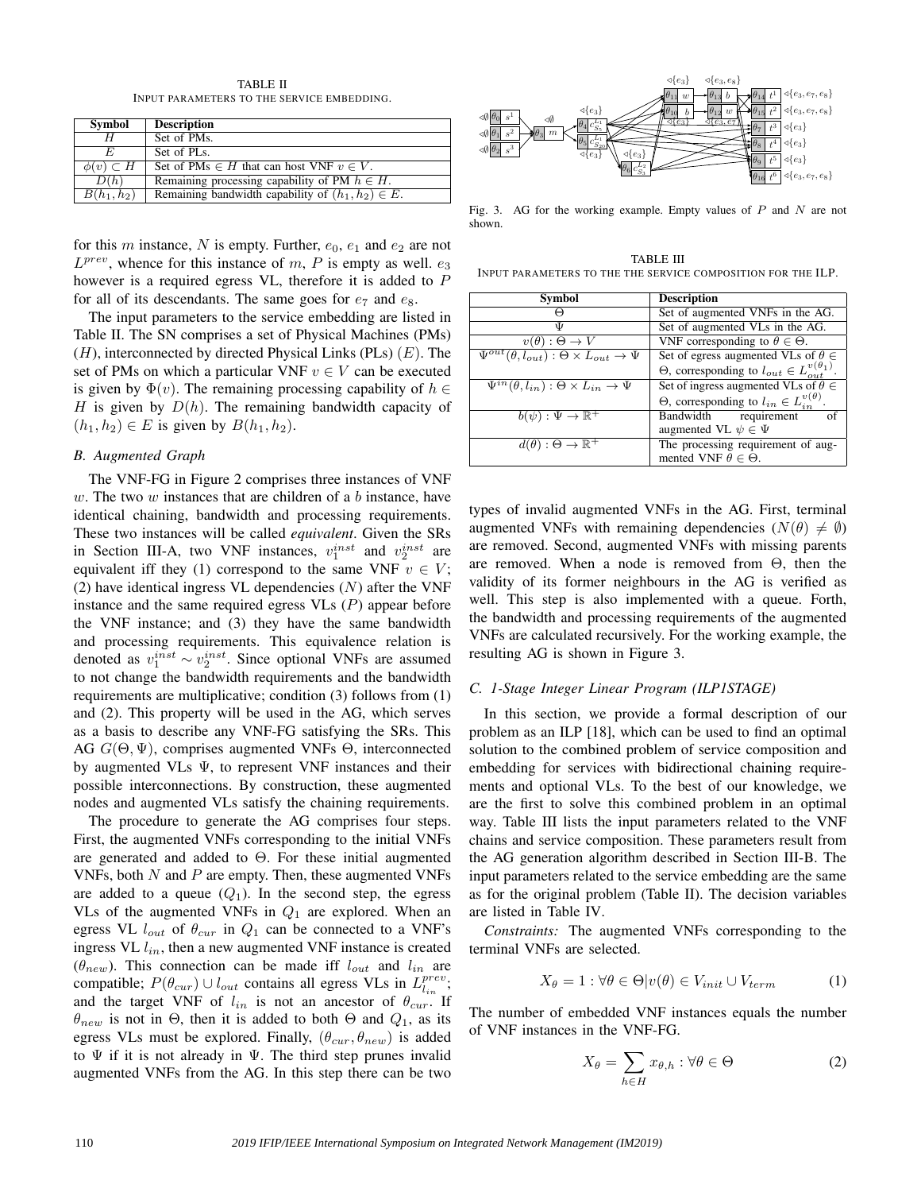TABLE II
INPUT PARAMETERS TO THE SERVICE EMBEDDING.

| Symbol | Description |
|---|---|
| $H$ | Set of PMs. |
| $E$ | Set of PLs. |
| $\phi(v) \subset H$ | Set of PMs $\in H$ that can host VNF $v \in V$. |
| $D(h)$ | Remaining processing capability of PM $h \in H$. |
| $B(h_1, h_2)$ | Remaining bandwidth capability of $(h_1, h_2) \in E$. |

for this $m$ instance, $N$ is empty. Further, $e_0$, $e_1$ and $e_2$ are not $L^{prev}$, whence for this instance of $m$, $P$ is empty as well. $e_3$ however is a required egress VL, therefore it is added to $P$ for all of its descendants. The same goes for $e_7$ and $e_8$.

The input parameters to the service embedding are listed in Table II. The SN comprises a set of Physical Machines (PMs) ($H$), interconnected by directed Physical Links (PLs) ($E$). The set of PMs on which a particular VNF $v \in V$ can be executed is given by $\Phi(v)$. The remaining processing capability of $h \in H$ is given by $D(h)$. The remaining bandwidth capacity of $(h_1, h_2) \in E$ is given by $B(h_1, h_2)$.

### B. Augmented Graph

The VNF-FG in Figure 2 comprises three instances of VNF $w$. The two $w$ instances that are children of a $b$ instance, have identical chaining, bandwidth and processing requirements. These two instances will be called *equivalent*. Given the SRs in Section III-A, two VNF instances, $v_1^{inst}$ and $v_2^{inst}$ are equivalent iff they (1) correspond to the same VNF $v \in V$; (2) have identical ingress VL dependencies ($N$) after the VNF instance and the same required egress VLs ($P$) appear before the VNF instance; and (3) they have the same bandwidth and processing requirements. This equivalence relation is denoted as $v_1^{inst} \sim v_2^{inst}$. Since optional VNFs are assumed to not change the bandwidth requirements and the bandwidth requirements are multiplicative; condition (3) follows from (1) and (2). This property will be used in the AG, which serves as a basis to describe any VNF-FG satisfying the SRs. This AG $G(\Theta, \Psi)$, comprises augmented VNFs $\Theta$, interconnected by augmented VLs $\Psi$, to represent VNF instances and their possible interconnections. By construction, these augmented nodes and augmented VLs satisfy the chaining requirements.

The procedure to generate the AG comprises four steps. First, the augmented VNFs corresponding to the initial VNFs are generated and added to $\Theta$. For these initial augmented VNFs, both $N$ and $P$ are empty. Then, these augmented VNFs are added to a queue ($Q_1$). In the second step, the egress VLs of the augmented VNFs in $Q_1$ are explored. When an egress VL $l_{out}$ of $\theta_{cur}$ in $Q_1$ can be connected to a VNF's ingress VL $l_{in}$, then a new augmented VNF instance is created ($\theta_{new}$). This connection can be made iff $l_{out}$ and $l_{in}$ are compatible; $P(\theta_{cur}) \cup l_{out}$ contains all egress VLs in $L_{l_{in}}^{prev}$; and the target VNF of $l_{in}$ is not an ancestor of $\theta_{cur}$. If $\theta_{new}$ is not in $\Theta$, then it is added to both $\Theta$ and $Q_1$, as its egress VLs must be explored. Finally, $(\theta_{cur}, \theta_{new})$ is added to $\Psi$ if it is not already in $\Psi$. The third step prunes invalid augmented VNFs from the AG. In this step there can be two types of invalid augmented VNFs in the AG. First, terminal augmented VNFs with remaining dependencies ($N(\theta) \neq \emptyset$) are removed. Second, augmented VNFs with missing parents are removed. When a node is removed from $\Theta$, then the validity of its former neighbours in the AG is verified as well. This step is also implemented with a queue. Forth, the bandwidth and processing requirements of the augmented VNFs are calculated recursively. For the working example, the resulting AG is shown in Figure 3.

Fig. 3. AG for the working example. Empty values of $P$ and $N$ are not shown.

TABLE III
INPUT PARAMETERS TO THE THE SERVICE COMPOSITION FOR THE ILP.

| Symbol | Description |
|---|---|
| $\Theta$ | Set of augmented VNFs in the AG. |
| $\Psi$ | Set of augmented VLs in the AG. |
| $v(\theta) : \Theta \to V$ | VNF corresponding to $\theta \in \Theta$. |
| $\Psi^{out}(\theta, l_{out}) : \Theta \times L_{out} \to \Psi$ | Set of egress augmented VLs of $\theta \in \Theta$, corresponding to $l_{out} \in L_{out}^{v(\theta_1)}$. |
| $\Psi^{in}(\theta, l_{in}) : \Theta \times L_{in} \to \Psi$ | Set of ingress augmented VLs of $\theta \in \Theta$, corresponding to $l_{in} \in L_{in}^{v(\theta)}$. |
| $b(\psi) : \Psi \to \mathbb{R}^+$ | Bandwidth requirement of augmented VL $\psi \in \Psi$ |
| $d(\theta) : \Theta \to \mathbb{R}^+$ | The processing requirement of augmented VNF $\theta \in \Theta$. |

### C. 1-Stage Integer Linear Program (ILP1STAGE)

In this section, we provide a formal description of our problem as an ILP [18], which can be used to find an optimal solution to the combined problem of service composition and embedding for services with bidirectional chaining requirements and optional VLs. To the best of our knowledge, we are the first to solve this combined problem in an optimal way. Table III lists the input parameters related to the VNF chains and service composition. These parameters result from the AG generation algorithm described in Section III-B. The input parameters related to the service embedding are the same as for the original problem (Table II). The decision variables are listed in Table IV.

*Constraints:* The augmented VNFs corresponding to the terminal VNFs are selected.

$$X_\theta = 1 : \forall \theta \in \Theta | v(\theta) \in V_{init} \cup V_{term} \tag{1}$$

The number of embedded VNF instances equals the number of VNF instances in the VNF-FG.

$$X_\theta = \sum_{h \in H} x_{\theta,h} : \forall \theta \in \Theta \tag{2}$$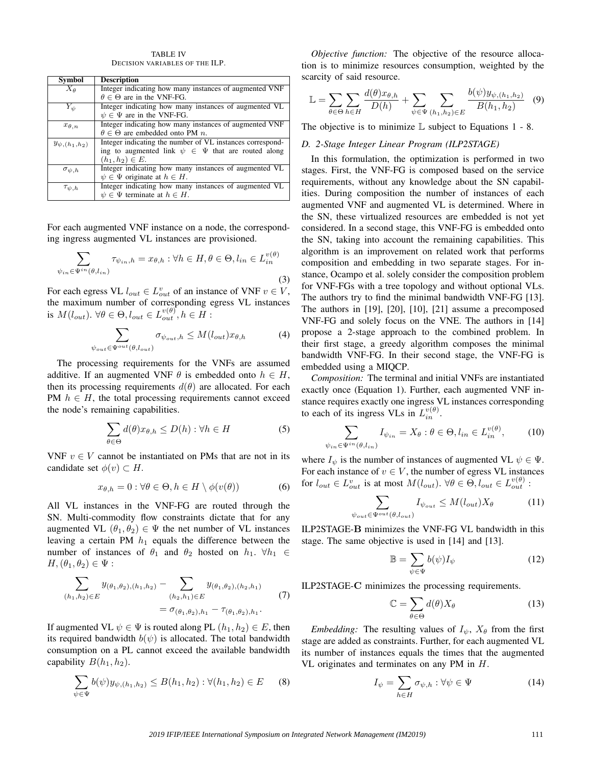TABLE IV
DECISION VARIABLES OF THE ILP.

| Symbol | Description |
|---|---|
| $X_\theta$ | Integer indicating how many instances of augmented VNF $\theta \in \Theta$ are in the VNF-FG. |
| $Y_\psi$ | Integer indicating how many instances of augmented VL $\psi \in \Psi$ are in the VNF-FG. |
| $x_{\theta,n}$ | Integer indicating how many instances of augmented VNF $\theta \in \Theta$ are embedded onto PM $n$. |
| $y_{\psi,(h_1,h_2)}$ | Integer indicating the number of VL instances corresponding to augmented link $\psi \in \Psi$ that are routed along $(h_1, h_2) \in E$. |
| $\sigma_{\psi,h}$ | Integer indicating how many instances of augmented VL $\psi \in \Psi$ originate at $h \in H$. |
| $\tau_{\psi,h}$ | Integer indicating how many instances of augmented VL $\psi \in \Psi$ terminate at $h \in H$. |

For each augmented VNF instance on a node, the corresponding ingress augmented VL instances are provisioned.

$$\sum_{\psi_{in} \in \Psi^{in}(\theta, l_{in})} \tau_{\psi_{in},h} = x_{\theta,h} : \forall h \in H, \theta \in \Theta, l_{in} \in L_{in}^{v(\theta)} \tag{3}$$

For each egress VL $l_{out} \in L_{out}^v$ of an instance of VNF $v \in V$, the maximum number of corresponding egress VL instances is $M(l_{out})$. $\forall \theta \in \Theta, l_{out} \in L_{out}^{v(\theta)}, h \in H$ :

$$\sum_{\psi_{out} \in \Psi^{out}(\theta, l_{out})} \sigma_{\psi_{out},h} \leq M(l_{out}) x_{\theta,h} \tag{4}$$

The processing requirements for the VNFs are assumed additive. If an augmented VNF $\theta$ is embedded onto $h \in H$, then its processing requirements $d(\theta)$ are allocated. For each PM $h \in H$, the total processing requirements cannot exceed the node's remaining capabilities.

$$\sum_{\theta \in \Theta} d(\theta) x_{\theta,h} \leq D(h) : \forall h \in H \tag{5}$$

VNF $v \in V$ cannot be instantiated on PMs that are not in its candidate set $\phi(v) \subset H$.

$$x_{\theta,h} = 0 : \forall \theta \in \Theta, h \in H \setminus \phi(v(\theta)) \tag{6}$$

All VL instances in the VNF-FG are routed through the SN. Multi-commodity flow constraints dictate that for any augmented VL $(\theta_1, \theta_2) \in \Psi$ the net number of VL instances leaving a certain PM $h_1$ equals the difference between the number of instances of $\theta_1$ and $\theta_2$ hosted on $h_1$. $\forall h_1 \in H, (\theta_1, \theta_2) \in \Psi$ :

$$\sum_{(h_1,h_2) \in E} y_{(\theta_1,\theta_2),(h_1,h_2)} - \sum_{(h_2,h_1) \in E} y_{(\theta_1,\theta_2),(h_2,h_1)} = \sigma_{(\theta_1,\theta_2),h_1} - \tau_{(\theta_1,\theta_2),h_1}. \tag{7}$$

If augmented VL $\psi \in \Psi$ is routed along PL $(h_1, h_2) \in E$, then its required bandwidth $b(\psi)$ is allocated. The total bandwidth consumption on a PL cannot exceed the available bandwidth capability $B(h_1, h_2)$.

$$\sum_{\psi \in \Psi} b(\psi) y_{\psi,(h_1,h_2)} \leq B(h_1, h_2) : \forall (h_1, h_2) \in E \tag{8}$$

*Objective function:* The objective of the resource allocation is to minimize resources consumption, weighted by the scarcity of said resource.

$$\mathbb{L} = \sum_{\theta \in \Theta} \sum_{h \in H} \frac{d(\theta) x_{\theta,h}}{D(h)} + \sum_{\psi \in \Psi} \sum_{(h_1,h_2) \in E} \frac{b(\psi) y_{\psi,(h_1,h_2)}}{B(h_1, h_2)} \tag{9}$$

The objective is to minimize $\mathbb{L}$ subject to Equations 1 - 8.

### D. 2-Stage Integer Linear Program (ILP2STAGE)

In this formulation, the optimization is performed in two stages. First, the VNF-FG is composed based on the service requirements, without any knowledge about the SN capabilities. During composition the number of instances of each augmented VNF and augmented VL is determined. Where in the SN, these virtualized resources are embedded is not yet considered. In a second stage, this VNF-FG is embedded onto the SN, taking into account the remaining capabilities. This algorithm is an improvement on related work that performs composition and embedding in two separate stages. For instance, Ocampo et al. solely consider the composition problem for VNF-FGs with a tree topology and without optional VLs. The authors try to find the minimal bandwidth VNF-FG [13]. The authors in [19], [20], [10], [21] assume a precomposed VNF-FG and solely focus on the VNE. The authors in [14] propose a 2-stage approach to the combined problem. In their first stage, a greedy algorithm composes the minimal bandwidth VNF-FG. In their second stage, the VNF-FG is embedded using a MIQCP.

*Composition:* The terminal and initial VNFs are instantiated exactly once (Equation 1). Further, each augmented VNF instance requires exactly one ingress VL instances corresponding to each of its ingress VLs in $L_{in}^{v(\theta)}$.

$$\sum_{\psi_{in} \in \Psi^{in}(\theta, l_{in})} I_{\psi_{in}} = X_\theta : \theta \in \Theta, l_{in} \in L_{in}^{v(\theta)}, \tag{10}$$

where $I_\psi$ is the number of instances of augmented VL $\psi \in \Psi$. For each instance of $v \in V$, the number of egress VL instances for $l_{out} \in L_{out}^v$ is at most $M(l_{out})$. $\forall \theta \in \Theta, l_{out} \in L_{out}^{v(\theta)}$ :

$$\sum_{\psi_{out} \in \Psi^{out}(\theta, l_{out})} I_{\psi_{out}} \leq M(l_{out}) X_\theta \tag{11}$$

ILP2STAGE-$\mathbb{B}$ minimizes the VNF-FG VL bandwidth in this stage. The same objective is used in [14] and [13].

$$\mathbb{B} = \sum_{\psi \in \Psi} b(\psi) I_\psi \tag{12}$$

ILP2STAGE-$\mathbb{C}$ minimizes the processing requirements.

$$\mathbb{C} = \sum_{\theta \in \Theta} d(\theta) X_\theta \tag{13}$$

*Embedding:* The resulting values of $I_\psi$, $X_\theta$ from the first stage are added as constraints. Further, for each augmented VL its number of instances equals the times that the augmented VL originates and terminates on any PM in $H$.

$$I_\psi = \sum_{h \in H} \sigma_{\psi,h} : \forall \psi \in \Psi \tag{14}$$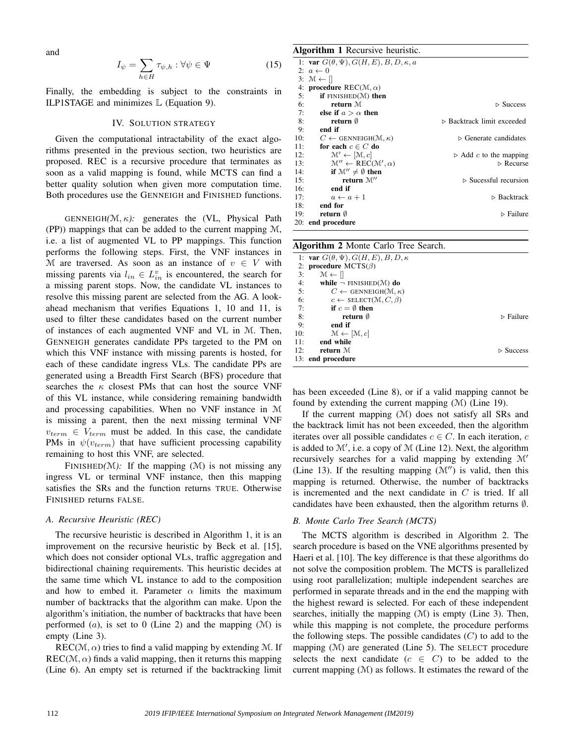and

$$I_\psi = \sum_{h \in H} \tau_{\psi,h} : \forall \psi \in \Psi \tag{15}$$

Finally, the embedding is subject to the constraints in ILP1STAGE and minimizes $\mathbb{L}$ (Equation 9).

## IV. Solution Strategy

Given the computational intractability of the exact algorithms presented in the previous section, two heuristics are proposed. REC is a recursive procedure that terminates as soon as a valid mapping is found, while MCTS can find a better quality solution when given more computation time. Both procedures use the GENNEIGH and FINISHED functions.

GENNEIGH*($\mathcal{M}, \kappa$):* generates the (VL, Physical Path (PP)) mappings that can be added to the current mapping $\mathcal{M}$, i.e. a list of augmented VL to PP mappings. This function performs the following steps. First, the VNF instances in $\mathcal{M}$ are traversed. As soon as an instance of $v \in V$ with missing parents via $l_{in} \in L^v_{in}$ is encountered, the search for a missing parent stops. Now, the candidate VL instances to resolve this missing parent are selected from the AG. A look-ahead mechanism that verifies Equations 1, 10 and 11, is used to filter these candidates based on the current number of instances of each augmented VNF and VL in $\mathcal{M}$. Then, GENNEIGH generates candidate PPs targeted to the PM on which this VNF instance with missing parents is hosted, for each of these candidate ingress VLs. The candidate PPs are generated using a Breadth First Search (BFS) procedure that searches the $\kappa$ closest PMs that can host the source VNF of this VL instance, while considering remaining bandwidth and processing capabilities. When no VNF instance in $\mathcal{M}$ is missing a parent, then the next missing terminal VNF $v_{term} \in V_{term}$ must be added. In this case, the candidate PMs in $\psi(v_{term})$ that have sufficient processing capability remaining to host this VNF, are selected.

FINISHED*($\mathcal{M}$):* If the mapping ($\mathcal{M}$) is not missing any ingress VL or terminal VNF instance, then this mapping satisfies the SRs and the function returns TRUE. Otherwise FINISHED returns FALSE.

### *A. Recursive Heuristic (REC)*

The recursive heuristic is described in Algorithm 1, it is an improvement on the recursive heuristic by Beck et al. [15], which does not consider optional VLs, traffic aggregation and bidirectional chaining requirements. This heuristic decides at the same time which VL instance to add to the composition and how to embed it. Parameter $\alpha$ limits the maximum number of backtracks that the algorithm can make. Upon the algorithm's initiation, the number of backtracks that have been performed ($a$), is set to 0 (Line 2) and the mapping ($\mathcal{M}$) is empty (Line 3).

REC($\mathcal{M}, \alpha$) tries to find a valid mapping by extending $\mathcal{M}$. If REC($\mathcal{M}, \alpha$) finds a valid mapping, then it returns this mapping (Line 6). An empty set is returned if the backtracking limit has been exceeded (Line 8), or if a valid mapping cannot be found by extending the current mapping ($\mathcal{M}$) (Line 19).

**Algorithm 1** Recursive heuristic.

```
1:  var G(θ, Ψ), G(H, E), B, D, κ, a
2:  a ← 0
3:  M ← []
4:  procedure REC(M, α)
5:      if FINISHED(M) then
6:          return M                            ▷ Success
7:      else if a > α then
8:          return ∅                            ▷ Backtrack limit exceeded
9:      end if
10:     C ← GENNEIGH(M, κ)                      ▷ Generate candidates
11:     for each c ∈ C do
12:         M′ ← [M, c]                         ▷ Add c to the mapping
13:         M″ ← REC(M′, α)                     ▷ Recurse
14:         if M″ ≠ ∅ then
15:             return M″                       ▷ Sucessful recursion
16:         end if
17:         a ← a + 1                           ▷ Backtrack
18:     end for
19:     return ∅                                ▷ Failure
20: end procedure
```

**Algorithm 2** Monte Carlo Tree Search.

```
1:  var G(θ, Ψ), G(H, E), B, D, κ
2:  procedure MCTS(β)
3:      M ← []
4:      while ¬ FINISHED(M) do
5:          C ← GENNEIGH(M, κ)
6:          c ← SELECT(M, C, β)
7:          if c = ∅ then
8:              return ∅                        ▷ Failure
9:          end if
10:         M ← [M, c]
11:     end while
12:     return M                                ▷ Success
13: end procedure
```

If the current mapping ($\mathcal{M}$) does not satisfy all SRs and the backtrack limit has not been exceeded, then the algorithm iterates over all possible candidates $c \in C$. In each iteration, $c$ is added to $\mathcal{M}'$, i.e. a copy of $\mathcal{M}$ (Line 12). Next, the algorithm recursively searches for a valid mapping by extending $\mathcal{M}'$ (Line 13). If the resulting mapping ($\mathcal{M}''$) is valid, then this mapping is returned. Otherwise, the number of backtracks is incremented and the next candidate in $C$ is tried. If all candidates have been exhausted, then the algorithm returns $\emptyset$.

### *B. Monte Carlo Tree Search (MCTS)*

The MCTS algorithm is described in Algorithm 2. The search procedure is based on the VNE algorithms presented by Haeri et al. [10]. The key difference is that these algorithms do not solve the composition problem. The MCTS is parallelized using root parallelization; multiple independent searches are performed in separate threads and in the end the mapping with the highest reward is selected. For each of these independent searches, initially the mapping ($\mathcal{M}$) is empty (Line 3). Then, while this mapping is not complete, the procedure performs the following steps. The possible candidates ($C$) to add to the mapping ($\mathcal{M}$) are generated (Line 5). The SELECT procedure selects the next candidate ($c \in C$) to be added to the current mapping ($\mathcal{M}$) as follows. It estimates the reward of the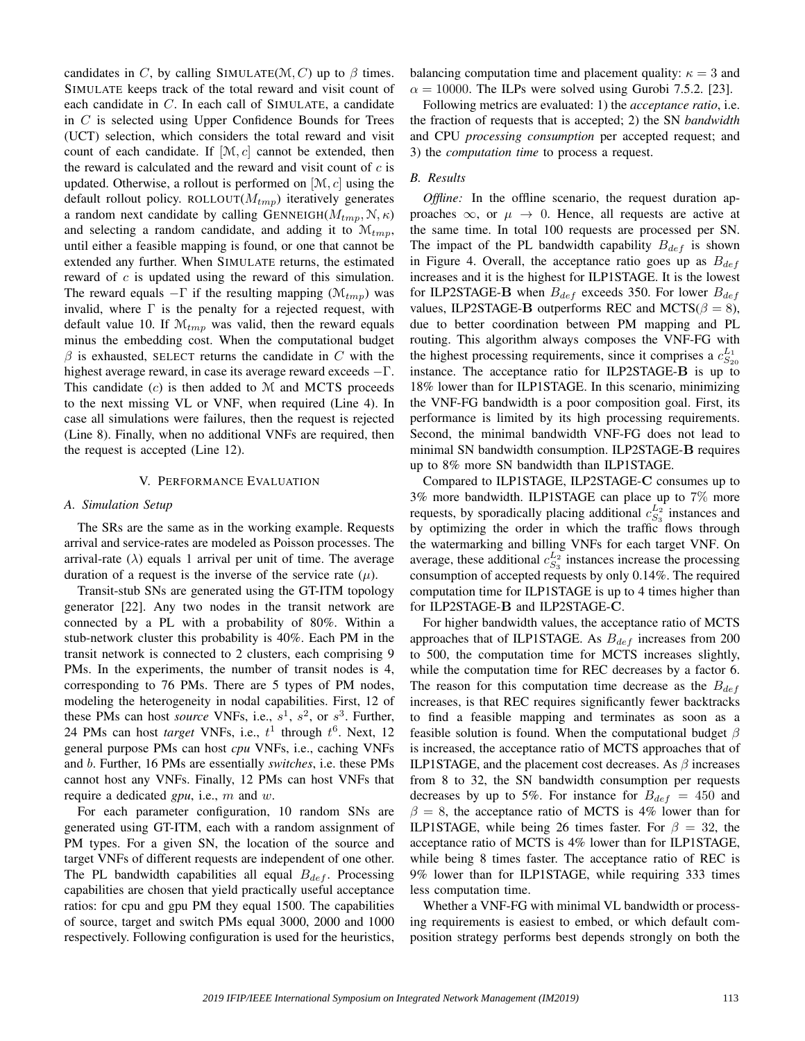candidates in $C$, by calling SIMULATE($\mathcal{M}, C$) up to $\beta$ times. SIMULATE keeps track of the total reward and visit count of each candidate in $C$. In each call of SIMULATE, a candidate in $C$ is selected using Upper Confidence Bounds for Trees (UCT) selection, which considers the total reward and visit count of each candidate. If $[\mathcal{M}, c]$ cannot be extended, then the reward is calculated and the reward and visit count of $c$ is updated. Otherwise, a rollout is performed on $[\mathcal{M}, c]$ using the default rollout policy. ROLLOUT($M_{tmp}$) iteratively generates a random next candidate by calling GENNEIGH($M_{tmp}, \mathcal{N}, \kappa$) and selecting a random candidate, and adding it to $\mathcal{M}_{tmp}$, until either a feasible mapping is found, or one that cannot be extended any further. When SIMULATE returns, the estimated reward of $c$ is updated using the reward of this simulation. The reward equals $-\Gamma$ if the resulting mapping ($\mathcal{M}_{tmp}$) was invalid, where $\Gamma$ is the penalty for a rejected request, with default value 10. If $\mathcal{M}_{tmp}$ was valid, then the reward equals minus the embedding cost. When the computational budget $\beta$ is exhausted, SELECT returns the candidate in $C$ with the highest average reward, in case its average reward exceeds $-\Gamma$. This candidate ($c$) is then added to $\mathcal{M}$ and MCTS proceeds to the next missing VL or VNF, when required (Line 4). In case all simulations were failures, then the request is rejected (Line 8). Finally, when no additional VNFs are required, then the request is accepted (Line 12).

## V. Performance Evaluation

### A. Simulation Setup

The SRs are the same as in the working example. Requests arrival and service-rates are modeled as Poisson processes. The arrival-rate ($\lambda$) equals 1 arrival per unit of time. The average duration of a request is the inverse of the service rate ($\mu$).

Transit-stub SNs are generated using the GT-ITM topology generator [22]. Any two nodes in the transit network are connected by a PL with a probability of 80%. Within a stub-network cluster this probability is 40%. Each PM in the transit network is connected to 2 clusters, each comprising 9 PMs. In the experiments, the number of transit nodes is 4, corresponding to 76 PMs. There are 5 types of PM nodes, modeling the heterogeneity in nodal capabilities. First, 12 of these PMs can host *source* VNFs, i.e., $s^1$, $s^2$, or $s^3$. Further, 24 PMs can host *target* VNFs, i.e., $t^1$ through $t^6$. Next, 12 general purpose PMs can host *cpu* VNFs, i.e., caching VNFs and $b$. Further, 16 PMs are essentially *switches*, i.e. these PMs cannot host any VNFs. Finally, 12 PMs can host VNFs that require a dedicated *gpu*, i.e., $m$ and $w$.

For each parameter configuration, 10 random SNs are generated using GT-ITM, each with a random assignment of PM types. For a given SN, the location of the source and target VNFs of different requests are independent of one other. The PL bandwidth capabilities all equal $B_{def}$. Processing capabilities are chosen that yield practically useful acceptance ratios: for cpu and gpu PM they equal 1500. The capabilities of source, target and switch PMs equal 3000, 2000 and 1000 respectively. Following configuration is used for the heuristics, balancing computation time and placement quality: $\kappa = 3$ and $\alpha = 10000$. The ILPs were solved using Gurobi 7.5.2. [23].

Following metrics are evaluated: 1) the *acceptance ratio*, i.e. the fraction of requests that is accepted; 2) the SN *bandwidth* and CPU *processing consumption* per accepted request; and 3) the *computation time* to process a request.

### B. Results

*Offline:* In the offline scenario, the request duration approaches $\infty$, or $\mu \rightarrow 0$. Hence, all requests are active at the same time. In total 100 requests are processed per SN. The impact of the PL bandwidth capability $B_{def}$ is shown in Figure 4. Overall, the acceptance ratio goes up as $B_{def}$ increases and it is the highest for ILP1STAGE. It is the lowest for ILP2STAGE-$\mathbf{B}$ when $B_{def}$ exceeds 350. For lower $B_{def}$ values, ILP2STAGE-$\mathbf{B}$ outperforms REC and MCTS($\beta = 8$), due to better coordination between PM mapping and PL routing. This algorithm always composes the VNF-FG with the highest processing requirements, since it comprises a $c^{L_1}_{S_{20}}$ instance. The acceptance ratio for ILP2STAGE-$\mathbf{B}$ is up to 18% lower than for ILP1STAGE. In this scenario, minimizing the VNF-FG bandwidth is a poor composition goal. First, its performance is limited by its high processing requirements. Second, the minimal bandwidth VNF-FG does not lead to minimal SN bandwidth consumption. ILP2STAGE-$\mathbf{B}$ requires up to 8% more SN bandwidth than ILP1STAGE.

Compared to ILP1STAGE, ILP2STAGE-$\mathbf{C}$ consumes up to 3% more bandwidth. ILP1STAGE can place up to 7% more requests, by sporadically placing additional $c^{L_2}_{S_3}$ instances and by optimizing the order in which the traffic flows through the watermarking and billing VNFs for each target VNF. On average, these additional $c^{L_2}_{S_3}$ instances increase the processing consumption of accepted requests by only 0.14%. The required computation time for ILP1STAGE is up to 4 times higher than for ILP2STAGE-$\mathbf{B}$ and ILP2STAGE-$\mathbf{C}$.

For higher bandwidth values, the acceptance ratio of MCTS approaches that of ILP1STAGE. As $B_{def}$ increases from 200 to 500, the computation time for MCTS increases slightly, while the computation time for REC decreases by a factor 6. The reason for this computation time decrease as the $B_{def}$ increases, is that REC requires significantly fewer backtracks to find a feasible mapping and terminates as soon as a feasible solution is found. When the computational budget $\beta$ is increased, the acceptance ratio of MCTS approaches that of ILP1STAGE, and the placement cost decreases. As $\beta$ increases from 8 to 32, the SN bandwidth consumption per requests decreases by up to 5%. For instance for $B_{def} = 450$ and $\beta = 8$, the acceptance ratio of MCTS is 4% lower than for ILP1STAGE, while being 26 times faster. For $\beta = 32$, the acceptance ratio of MCTS is 4% lower than for ILP1STAGE, while being 8 times faster. The acceptance ratio of REC is 9% lower than for ILP1STAGE, while requiring 333 times less computation time.

Whether a VNF-FG with minimal VL bandwidth or processing requirements is easiest to embed, or which default composition strategy performs best depends strongly on both the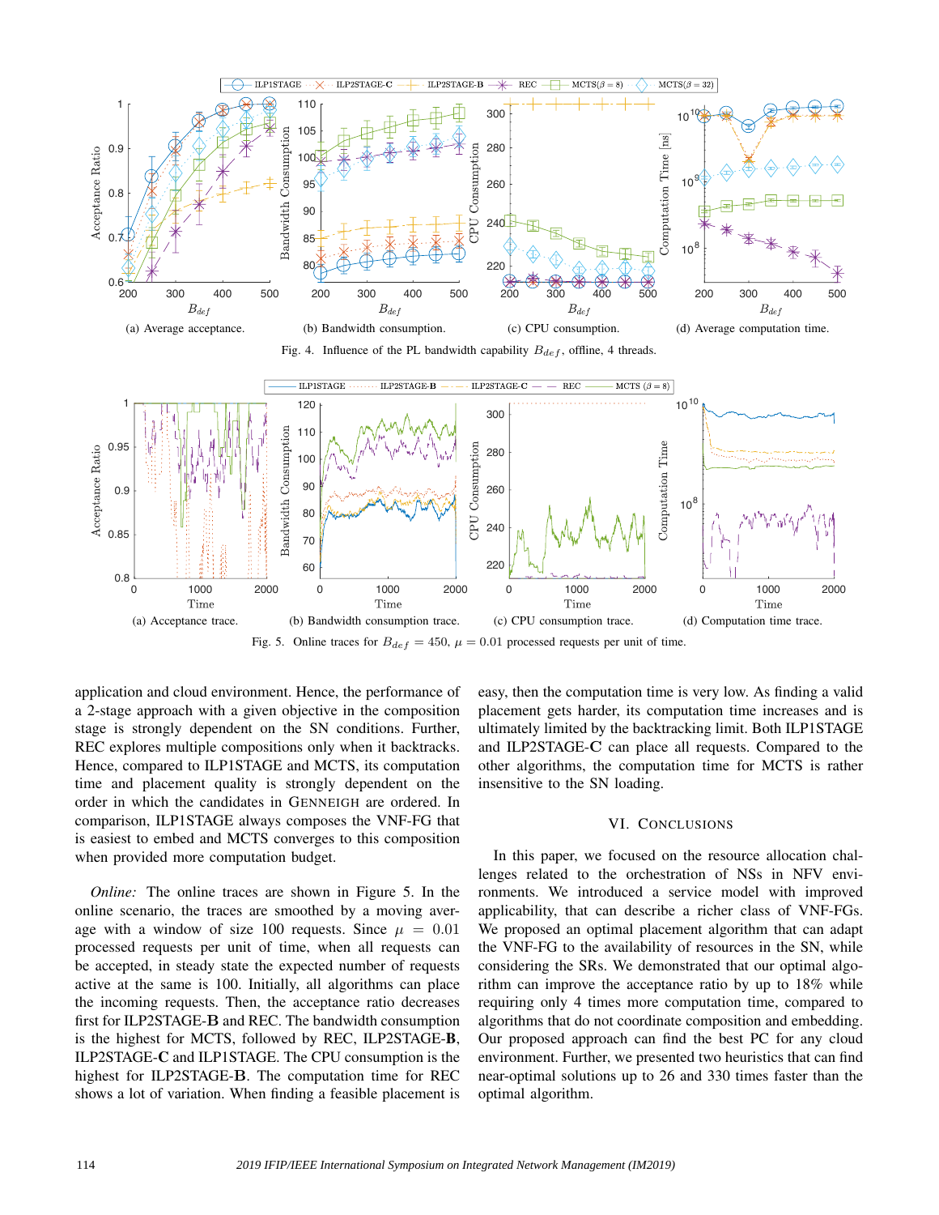(a) Average acceptance.

(b) Bandwidth consumption.

(c) CPU consumption.

(d) Average computation time.

Fig. 4. Influence of the PL bandwidth capability $B_{def}$, offline, 4 threads.

(a) Acceptance trace.

(b) Bandwidth consumption trace.

(c) CPU consumption trace.

(d) Computation time trace.

Fig. 5. Online traces for $B_{def} = 450$, $\mu = 0.01$ processed requests per unit of time.

application and cloud environment. Hence, the performance of a 2-stage approach with a given objective in the composition stage is strongly dependent on the SN conditions. Further, REC explores multiple compositions only when it backtracks. Hence, compared to ILP1STAGE and MCTS, its computation time and placement quality is strongly dependent on the order in which the candidates in GENNEIGH are ordered. In comparison, ILP1STAGE always composes the VNF-FG that is easiest to embed and MCTS converges to this composition when provided more computation budget.

*Online:* The online traces are shown in Figure 5. In the online scenario, the traces are smoothed by a moving average with a window of size 100 requests. Since $\mu = 0.01$ processed requests per unit of time, when all requests can be accepted, in steady state the expected number of requests active at the same is 100. Initially, all algorithms can place the incoming requests. Then, the acceptance ratio decreases first for ILP2STAGE-**B** and REC. The bandwidth consumption is the highest for MCTS, followed by REC, ILP2STAGE-**B**, ILP2STAGE-**C** and ILP1STAGE. The CPU consumption is the highest for ILP2STAGE-**B**. The computation time for REC shows a lot of variation. When finding a feasible placement is easy, then the computation time is very low. As finding a valid placement gets harder, its computation time increases and is ultimately limited by the backtracking limit. Both ILP1STAGE and ILP2STAGE-**C** can place all requests. Compared to the other algorithms, the computation time for MCTS is rather insensitive to the SN loading.

## VI. Conclusions

In this paper, we focused on the resource allocation challenges related to the orchestration of NSs in NFV environments. We introduced a service model with improved applicability, that can describe a richer class of VNF-FGs. We proposed an optimal placement algorithm that can adapt the VNF-FG to the availability of resources in the SN, while considering the SRs. We demonstrated that our optimal algorithm can improve the acceptance ratio by up to 18% while requiring only 4 times more computation time, compared to algorithms that do not coordinate composition and embedding. Our proposed approach can find the best PC for any cloud environment. Further, we presented two heuristics that can find near-optimal solutions up to 26 and 330 times faster than the optimal algorithm.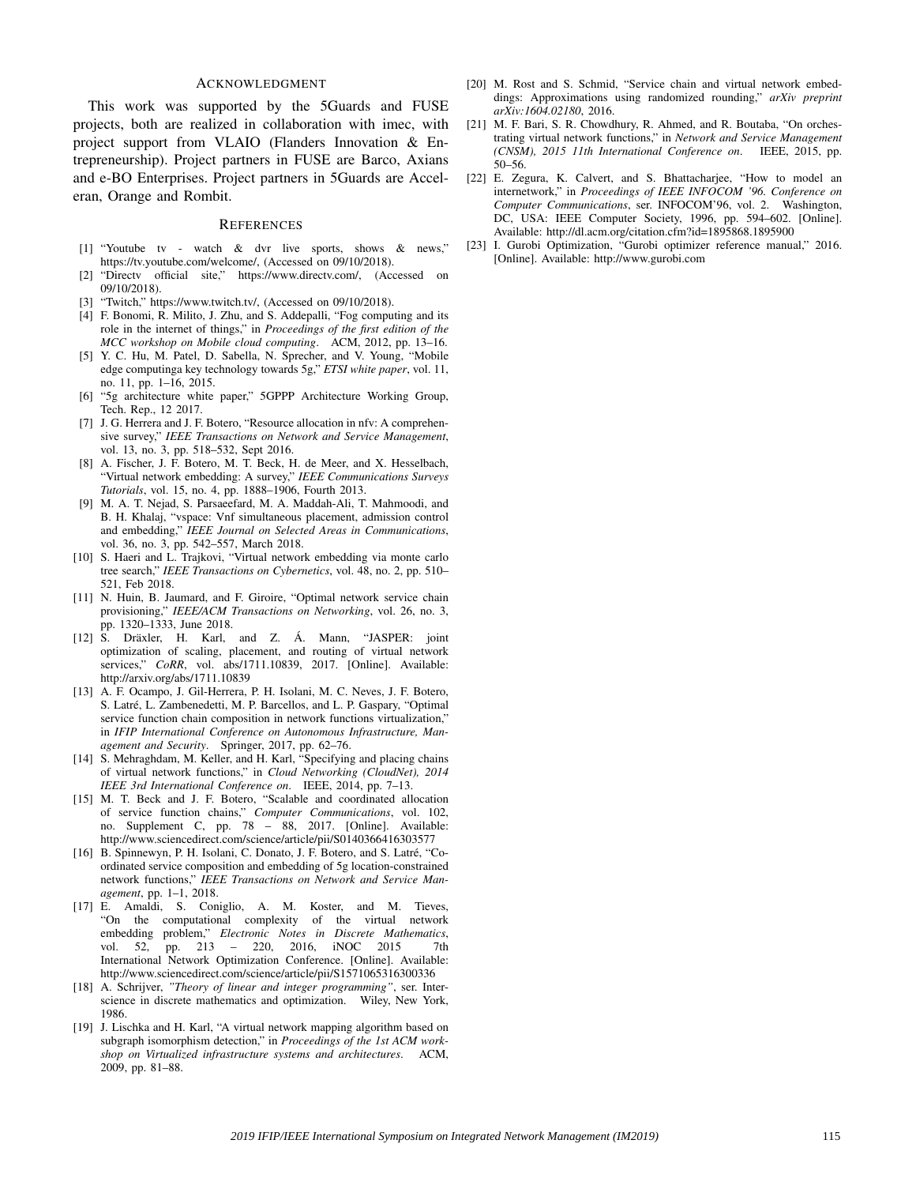## Acknowledgment

This work was supported by the 5Guards and FUSE projects, both are realized in collaboration with imec, with project support from VLAIO (Flanders Innovation & Entrepreneurship). Project partners in FUSE are Barco, Axians and e-BO Enterprises. Project partners in 5Guards are Acceleran, Orange and Rombit.

## References

[1] "Youtube tv - watch & dvr live sports, shows & news," https://tv.youtube.com/welcome/, (Accessed on 09/10/2018).

[2] "Directv official site," https://www.directv.com/, (Accessed on 09/10/2018).

[3] "Twitch," https://www.twitch.tv/, (Accessed on 09/10/2018).

[4] F. Bonomi, R. Milito, J. Zhu, and S. Addepalli, "Fog computing and its role in the internet of things," in *Proceedings of the first edition of the MCC workshop on Mobile cloud computing*. ACM, 2012, pp. 13–16.

[5] Y. C. Hu, M. Patel, D. Sabella, N. Sprecher, and V. Young, "Mobile edge computinga key technology towards 5g," *ETSI white paper*, vol. 11, no. 11, pp. 1–16, 2015.

[6] "5g architecture white paper," 5GPPP Architecture Working Group, Tech. Rep., 12 2017.

[7] J. G. Herrera and J. F. Botero, "Resource allocation in nfv: A comprehensive survey," *IEEE Transactions on Network and Service Management*, vol. 13, no. 3, pp. 518–532, Sept 2016.

[8] A. Fischer, J. F. Botero, M. T. Beck, H. de Meer, and X. Hesselbach, "Virtual network embedding: A survey," *IEEE Communications Surveys Tutorials*, vol. 15, no. 4, pp. 1888–1906, Fourth 2013.

[9] M. A. T. Nejad, S. Parsaeefard, M. A. Maddah-Ali, T. Mahmoodi, and B. H. Khalaj, "vspace: Vnf simultaneous placement, admission control and embedding," *IEEE Journal on Selected Areas in Communications*, vol. 36, no. 3, pp. 542–557, March 2018.

[10] S. Haeri and L. Trajkovi, "Virtual network embedding via monte carlo tree search," *IEEE Transactions on Cybernetics*, vol. 48, no. 2, pp. 510–521, Feb 2018.

[11] N. Huin, B. Jaumard, and F. Giroire, "Optimal network service chain provisioning," *IEEE/ACM Transactions on Networking*, vol. 26, no. 3, pp. 1320–1333, June 2018.

[12] S. Dräxler, H. Karl, and Z. Á. Mann, "JASPER: joint optimization of scaling, placement, and routing of virtual network services," *CoRR*, vol. abs/1711.10839, 2017. [Online]. Available: http://arxiv.org/abs/1711.10839

[13] A. F. Ocampo, J. Gil-Herrera, P. H. Isolani, M. C. Neves, J. F. Botero, S. Latré, L. Zambenedetti, M. P. Barcellos, and L. P. Gaspary, "Optimal service function chain composition in network functions virtualization," in *IFIP International Conference on Autonomous Infrastructure, Management and Security*. Springer, 2017, pp. 62–76.

[14] S. Mehraghdam, M. Keller, and H. Karl, "Specifying and placing chains of virtual network functions," in *Cloud Networking (CloudNet), 2014 IEEE 3rd International Conference on*. IEEE, 2014, pp. 7–13.

[15] M. T. Beck and J. F. Botero, "Scalable and coordinated allocation of service function chains," *Computer Communications*, vol. 102, no. Supplement C, pp. 78 – 88, 2017. [Online]. Available: http://www.sciencedirect.com/science/article/pii/S0140366416303577

[16] B. Spinnewyn, P. H. Isolani, C. Donato, J. F. Botero, and S. Latré, "Coordinated service composition and embedding of 5g location-constrained network functions," *IEEE Transactions on Network and Service Management*, pp. 1–1, 2018.

[17] E. Amaldi, S. Coniglio, A. M. Koster, and M. Tieves, "On the computational complexity of the virtual network embedding problem," *Electronic Notes in Discrete Mathematics*, vol. 52, pp. 213 – 220, 2016, iNOC 2015 7th International Network Optimization Conference. [Online]. Available: http://www.sciencedirect.com/science/article/pii/S1571065316300336

[18] A. Schrijver, *"Theory of linear and integer programming"*, ser. Interscience in discrete mathematics and optimization. Wiley, New York, 1986.

[19] J. Lischka and H. Karl, "A virtual network mapping algorithm based on subgraph isomorphism detection," in *Proceedings of the 1st ACM workshop on Virtualized infrastructure systems and architectures*. ACM, 2009, pp. 81–88.

[20] M. Rost and S. Schmid, "Service chain and virtual network embeddings: Approximations using randomized rounding," *arXiv preprint arXiv:1604.02180*, 2016.

[21] M. F. Bari, S. R. Chowdhury, R. Ahmed, and R. Boutaba, "On orchestrating virtual network functions," in *Network and Service Management (CNSM), 2015 11th International Conference on*. IEEE, 2015, pp. 50–56.

[22] E. Zegura, K. Calvert, and S. Bhattacharjee, "How to model an internetwork," in *Proceedings of IEEE INFOCOM '96. Conference on Computer Communications*, ser. INFOCOM'96, vol. 2. Washington, DC, USA: IEEE Computer Society, 1996, pp. 594–602. [Online]. Available: http://dl.acm.org/citation.cfm?id=1895868.1895900

[23] I. Gurobi Optimization, "Gurobi optimizer reference manual," 2016. [Online]. Available: http://www.gurobi.com